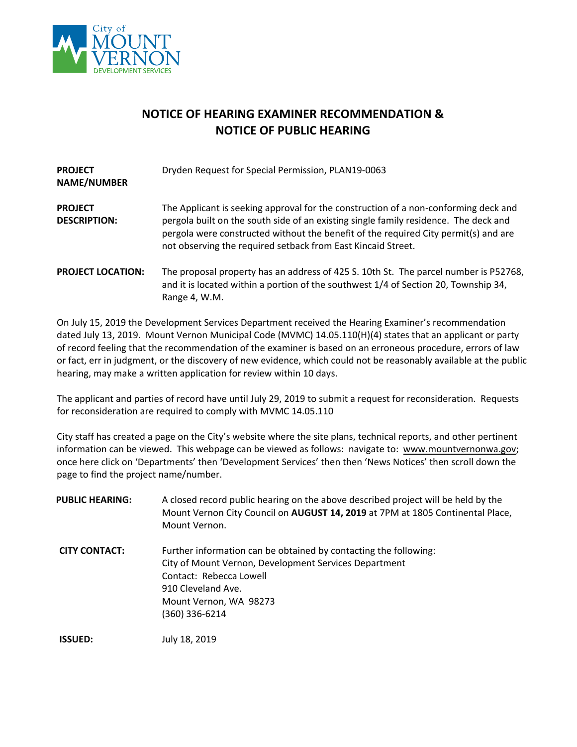City of MOUNT VERNON DEVELOPMENT SERVICES

# NOTICE OF HEARING EXAMINER RECOMMENDATION & NOTICE OF PUBLIC HEARING

**PROJECT NAME/NUMBER** Dryden Request for Special Permission, PLAN19-0063

**PROJECT DESCRIPTION:** The Applicant is seeking approval for the construction of a non-conforming deck and pergola built on the south side of an existing single family residence. The deck and pergola were constructed without the benefit of the required City permit(s) and are not observing the required setback from East Kincaid Street.

**PROJECT LOCATION:** The proposal property has an address of 425 S. 10th St. The parcel number is P52768, and it is located within a portion of the southwest 1/4 of Section 20, Township 34, Range 4, W.M.

On July 15, 2019 the Development Services Department received the Hearing Examiner's recommendation dated July 13, 2019. Mount Vernon Municipal Code (MVMC) 14.05.110(H)(4) states that an applicant or party of record feeling that the recommendation of the examiner is based on an erroneous procedure, errors of law or fact, err in judgment, or the discovery of new evidence, which could not be reasonably available at the public hearing, may make a written application for review within 10 days.

The applicant and parties of record have until July 29, 2019 to submit a request for reconsideration. Requests for reconsideration are required to comply with MVMC 14.05.110

City staff has created a page on the City's website where the site plans, technical reports, and other pertinent information can be viewed. This webpage can be viewed as follows: navigate to: www.mountvernonwa.gov; once here click on 'Departments' then 'Development Services' then then 'News Notices' then scroll down the page to find the project name/number.

**PUBLIC HEARING:** A closed record public hearing on the above described project will be held by the Mount Vernon City Council on **AUGUST 14, 2019** at 7PM at 1805 Continental Place, Mount Vernon.

**CITY CONTACT:** Further information can be obtained by contacting the following:
City of Mount Vernon, Development Services Department
Contact: Rebecca Lowell
910 Cleveland Ave.
Mount Vernon, WA 98273
(360) 336-6214

**ISSUED:** July 18, 2019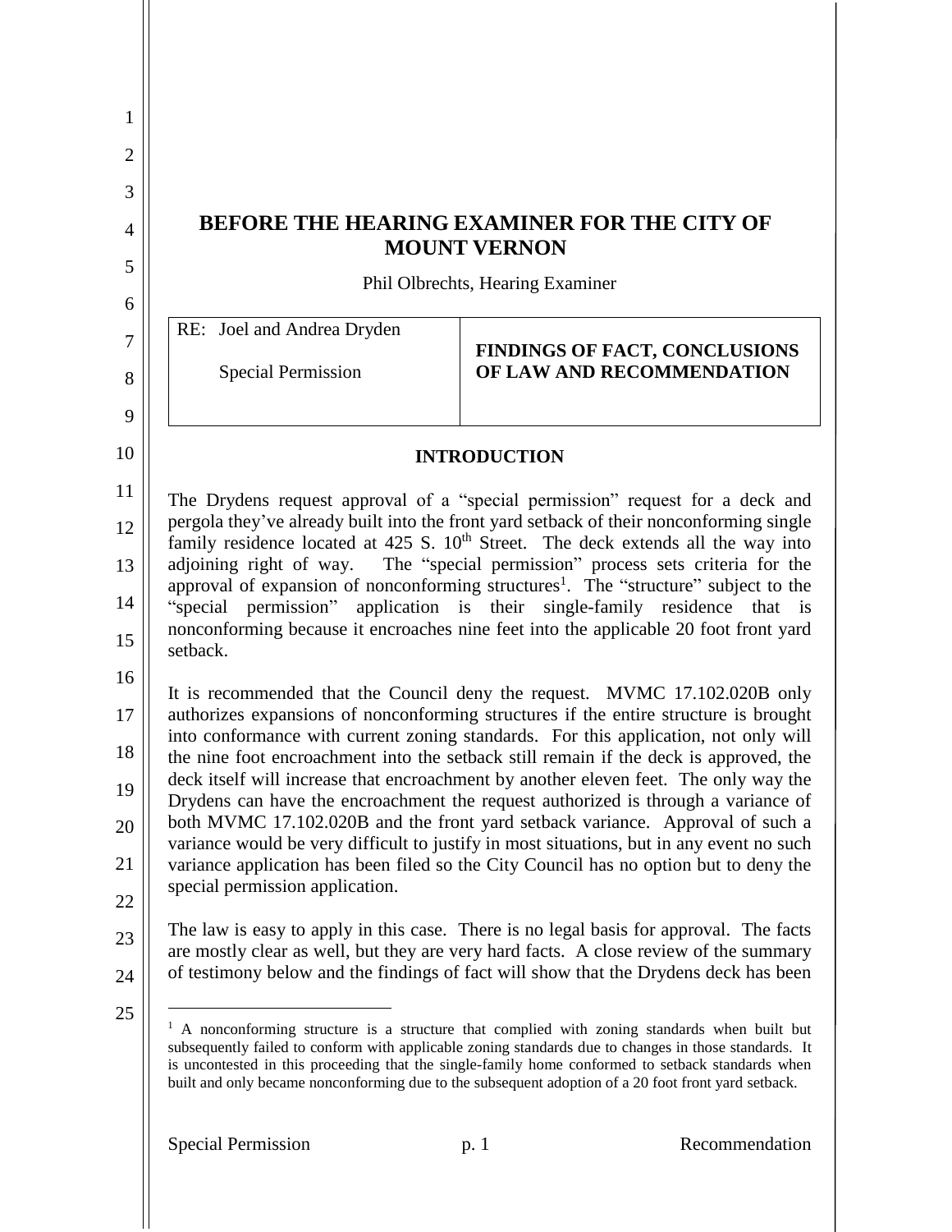# BEFORE THE HEARING EXAMINER FOR THE CITY OF MOUNT VERNON

Phil Olbrechts, Hearing Examiner

| RE: Joel and Andrea Dryden<br><br>Special Permission | **FINDINGS OF FACT, CONCLUSIONS OF LAW AND RECOMMENDATION** |
|---|---|

## INTRODUCTION

The Drydens request approval of a "special permission" request for a deck and pergola they've already built into the front yard setback of their nonconforming single family residence located at 425 S. 10th Street. The deck extends all the way into adjoining right of way. The "special permission" process sets criteria for the approval of expansion of nonconforming structures[1]. The "structure" subject to the "special permission" application is their single-family residence that is nonconforming because it encroaches nine feet into the applicable 20 foot front yard setback.

It is recommended that the Council deny the request. MVMC 17.102.020B only authorizes expansions of nonconforming structures if the entire structure is brought into conformance with current zoning standards. For this application, not only will the nine foot encroachment into the setback still remain if the deck is approved, the deck itself will increase that encroachment by another eleven feet. The only way the Drydens can have the encroachment the request authorized is through a variance of both MVMC 17.102.020B and the front yard setback variance. Approval of such a variance would be very difficult to justify in most situations, but in any event no such variance application has been filed so the City Council has no option but to deny the special permission application.

The law is easy to apply in this case. There is no legal basis for approval. The facts are mostly clear as well, but they are very hard facts. A close review of the summary of testimony below and the findings of fact will show that the Drydens deck has been

[1] A nonconforming structure is a structure that complied with zoning standards when built but subsequently failed to conform with applicable zoning standards due to changes in those standards. It is uncontested in this proceeding that the single-family home conformed to setback standards when built and only became nonconforming due to the subsequent adoption of a 20 foot front yard setback.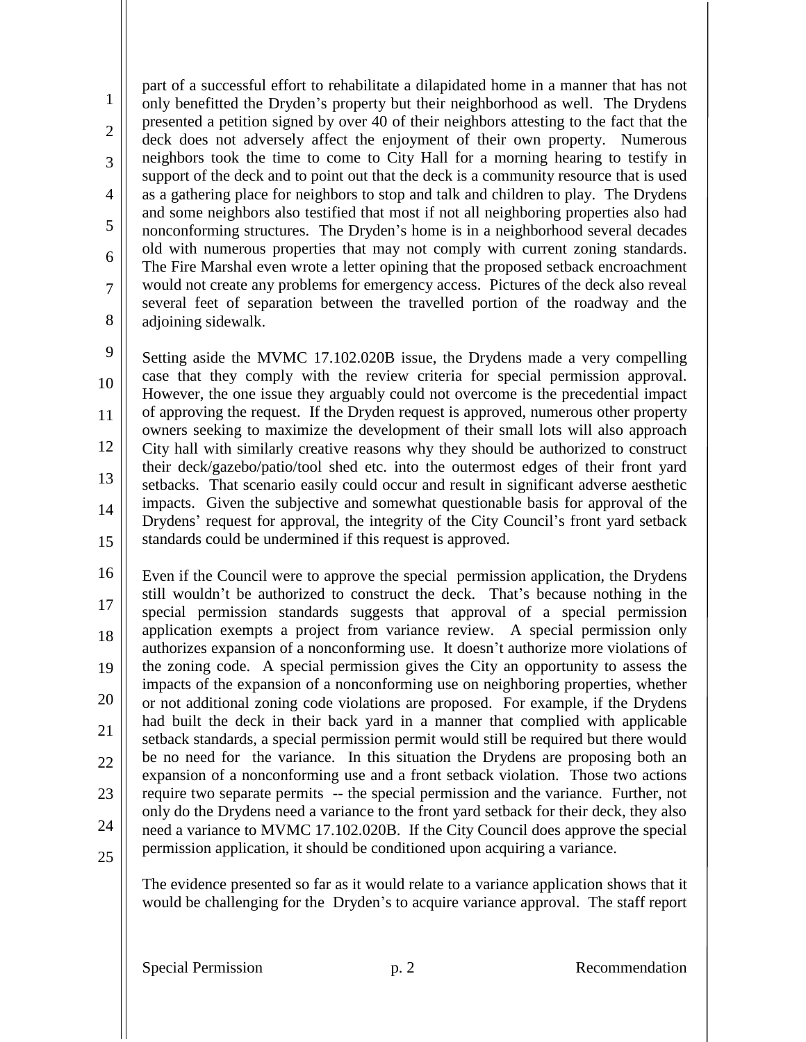part of a successful effort to rehabilitate a dilapidated home in a manner that has not only benefitted the Dryden's property but their neighborhood as well. The Drydens presented a petition signed by over 40 of their neighbors attesting to the fact that the deck does not adversely affect the enjoyment of their own property. Numerous neighbors took the time to come to City Hall for a morning hearing to testify in support of the deck and to point out that the deck is a community resource that is used as a gathering place for neighbors to stop and talk and children to play. The Drydens and some neighbors also testified that most if not all neighboring properties also had nonconforming structures. The Dryden's home is in a neighborhood several decades old with numerous properties that may not comply with current zoning standards. The Fire Marshal even wrote a letter opining that the proposed setback encroachment would not create any problems for emergency access. Pictures of the deck also reveal several feet of separation between the travelled portion of the roadway and the adjoining sidewalk.

Setting aside the MVMC 17.102.020B issue, the Drydens made a very compelling case that they comply with the review criteria for special permission approval. However, the one issue they arguably could not overcome is the precedential impact of approving the request. If the Dryden request is approved, numerous other property owners seeking to maximize the development of their small lots will also approach City hall with similarly creative reasons why they should be authorized to construct their deck/gazebo/patio/tool shed etc. into the outermost edges of their front yard setbacks. That scenario easily could occur and result in significant adverse aesthetic impacts. Given the subjective and somewhat questionable basis for approval of the Drydens' request for approval, the integrity of the City Council's front yard setback standards could be undermined if this request is approved.

Even if the Council were to approve the special permission application, the Drydens still wouldn't be authorized to construct the deck. That's because nothing in the special permission standards suggests that approval of a special permission application exempts a project from variance review. A special permission only authorizes expansion of a nonconforming use. It doesn't authorize more violations of the zoning code. A special permission gives the City an opportunity to assess the impacts of the expansion of a nonconforming use on neighboring properties, whether or not additional zoning code violations are proposed. For example, if the Drydens had built the deck in their back yard in a manner that complied with applicable setback standards, a special permission permit would still be required but there would be no need for the variance. In this situation the Drydens are proposing both an expansion of a nonconforming use and a front setback violation. Those two actions require two separate permits -- the special permission and the variance. Further, not only do the Drydens need a variance to the front yard setback for their deck, they also need a variance to MVMC 17.102.020B. If the City Council does approve the special permission application, it should be conditioned upon acquiring a variance.

The evidence presented so far as it would relate to a variance application shows that it would be challenging for the Dryden's to acquire variance approval. The staff report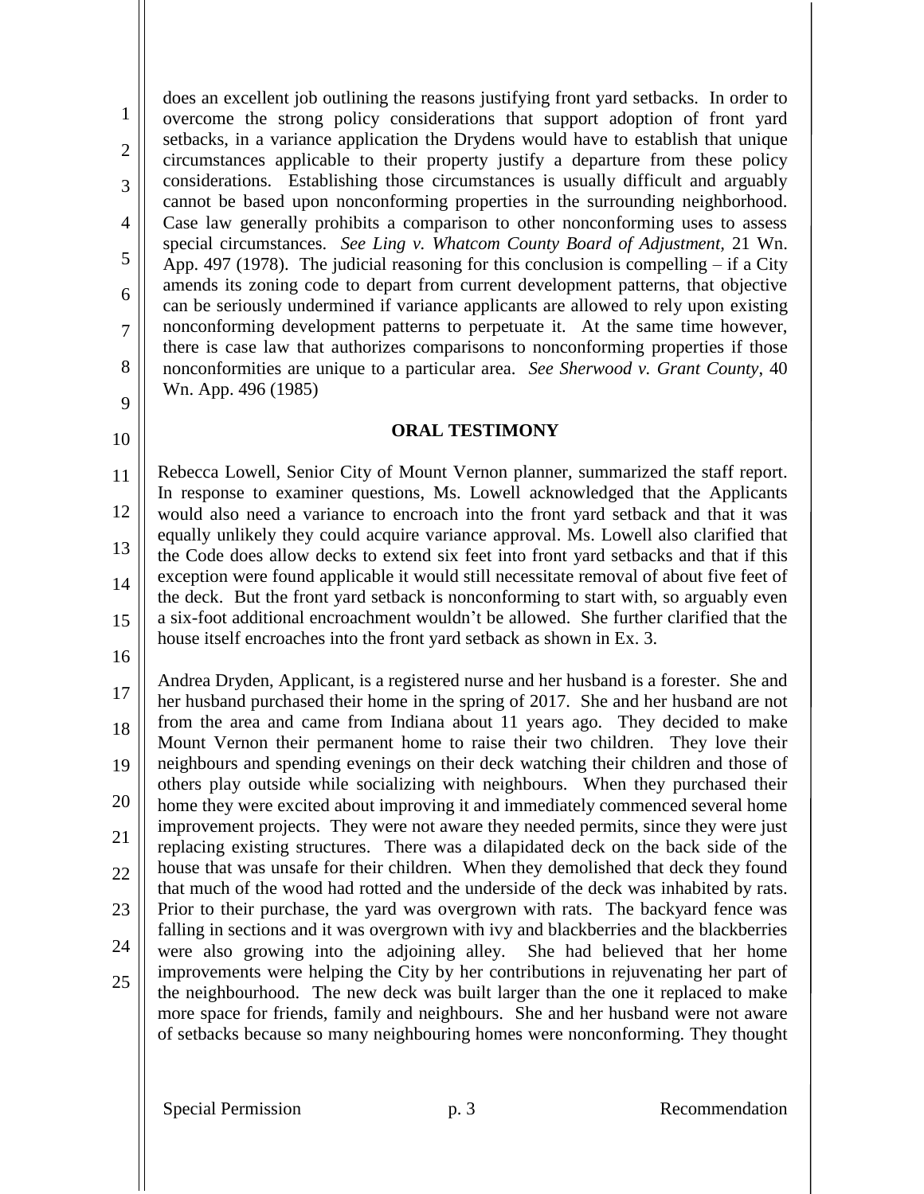does an excellent job outlining the reasons justifying front yard setbacks. In order to overcome the strong policy considerations that support adoption of front yard setbacks, in a variance application the Drydens would have to establish that unique circumstances applicable to their property justify a departure from these policy considerations. Establishing those circumstances is usually difficult and arguably cannot be based upon nonconforming properties in the surrounding neighborhood. Case law generally prohibits a comparison to other nonconforming uses to assess special circumstances. *See Ling v. Whatcom County Board of Adjustment*, 21 Wn. App. 497 (1978). The judicial reasoning for this conclusion is compelling – if a City amends its zoning code to depart from current development patterns, that objective can be seriously undermined if variance applicants are allowed to rely upon existing nonconforming development patterns to perpetuate it. At the same time however, there is case law that authorizes comparisons to nonconforming properties if those nonconformities are unique to a particular area. *See Sherwood v. Grant County*, 40 Wn. App. 496 (1985)

## ORAL TESTIMONY

Rebecca Lowell, Senior City of Mount Vernon planner, summarized the staff report. In response to examiner questions, Ms. Lowell acknowledged that the Applicants would also need a variance to encroach into the front yard setback and that it was equally unlikely they could acquire variance approval. Ms. Lowell also clarified that the Code does allow decks to extend six feet into front yard setbacks and that if this exception were found applicable it would still necessitate removal of about five feet of the deck. But the front yard setback is nonconforming to start with, so arguably even a six-foot additional encroachment wouldn't be allowed. She further clarified that the house itself encroaches into the front yard setback as shown in Ex. 3.

Andrea Dryden, Applicant, is a registered nurse and her husband is a forester. She and her husband purchased their home in the spring of 2017. She and her husband are not from the area and came from Indiana about 11 years ago. They decided to make Mount Vernon their permanent home to raise their two children. They love their neighbours and spending evenings on their deck watching their children and those of others play outside while socializing with neighbours. When they purchased their home they were excited about improving it and immediately commenced several home improvement projects. They were not aware they needed permits, since they were just replacing existing structures. There was a dilapidated deck on the back side of the house that was unsafe for their children. When they demolished that deck they found that much of the wood had rotted and the underside of the deck was inhabited by rats. Prior to their purchase, the yard was overgrown with rats. The backyard fence was falling in sections and it was overgrown with ivy and blackberries and the blackberries were also growing into the adjoining alley. She had believed that her home improvements were helping the City by her contributions in rejuvenating her part of the neighbourhood. The new deck was built larger than the one it replaced to make more space for friends, family and neighbours. She and her husband were not aware of setbacks because so many neighbouring homes were nonconforming. They thought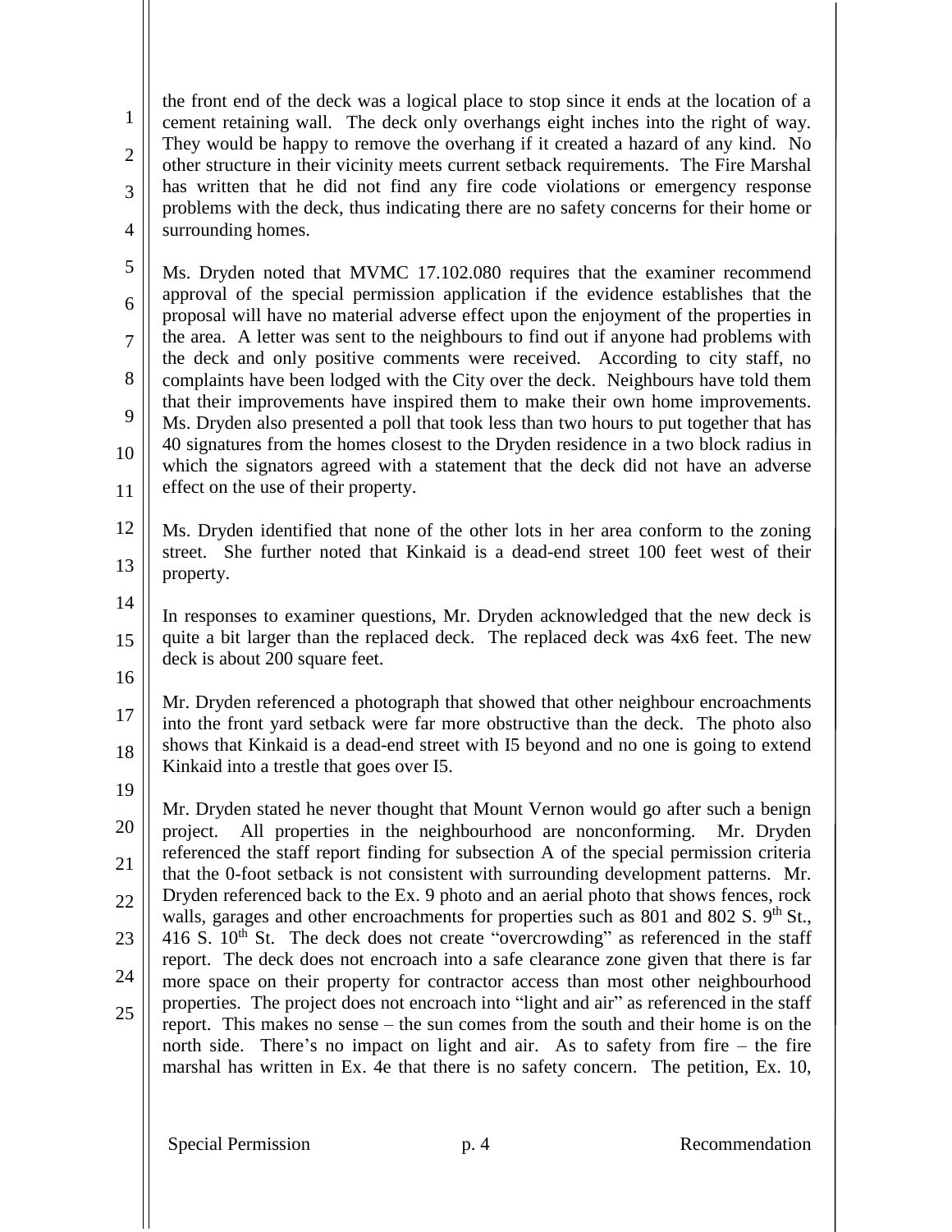the front end of the deck was a logical place to stop since it ends at the location of a cement retaining wall. The deck only overhangs eight inches into the right of way. They would be happy to remove the overhang if it created a hazard of any kind. No other structure in their vicinity meets current setback requirements. The Fire Marshal has written that he did not find any fire code violations or emergency response problems with the deck, thus indicating there are no safety concerns for their home or surrounding homes.

Ms. Dryden noted that MVMC 17.102.080 requires that the examiner recommend approval of the special permission application if the evidence establishes that the proposal will have no material adverse effect upon the enjoyment of the properties in the area. A letter was sent to the neighbours to find out if anyone had problems with the deck and only positive comments were received. According to city staff, no complaints have been lodged with the City over the deck. Neighbours have told them that their improvements have inspired them to make their own home improvements. Ms. Dryden also presented a poll that took less than two hours to put together that has 40 signatures from the homes closest to the Dryden residence in a two block radius in which the signators agreed with a statement that the deck did not have an adverse effect on the use of their property.

Ms. Dryden identified that none of the other lots in her area conform to the zoning street. She further noted that Kinkaid is a dead-end street 100 feet west of their property.

In responses to examiner questions, Mr. Dryden acknowledged that the new deck is quite a bit larger than the replaced deck. The replaced deck was 4x6 feet. The new deck is about 200 square feet.

Mr. Dryden referenced a photograph that showed that other neighbour encroachments into the front yard setback were far more obstructive than the deck. The photo also shows that Kinkaid is a dead-end street with I5 beyond and no one is going to extend Kinkaid into a trestle that goes over I5.

Mr. Dryden stated he never thought that Mount Vernon would go after such a benign project. All properties in the neighbourhood are nonconforming. Mr. Dryden referenced the staff report finding for subsection A of the special permission criteria that the 0-foot setback is not consistent with surrounding development patterns. Mr. Dryden referenced back to the Ex. 9 photo and an aerial photo that shows fences, rock walls, garages and other encroachments for properties such as 801 and 802 S. 9th St., 416 S. 10th St. The deck does not create "overcrowding" as referenced in the staff report. The deck does not encroach into a safe clearance zone given that there is far more space on their property for contractor access than most other neighbourhood properties. The project does not encroach into "light and air" as referenced in the staff report. This makes no sense – the sun comes from the south and their home is on the north side. There's no impact on light and air. As to safety from fire – the fire marshal has written in Ex. 4e that there is no safety concern. The petition, Ex. 10,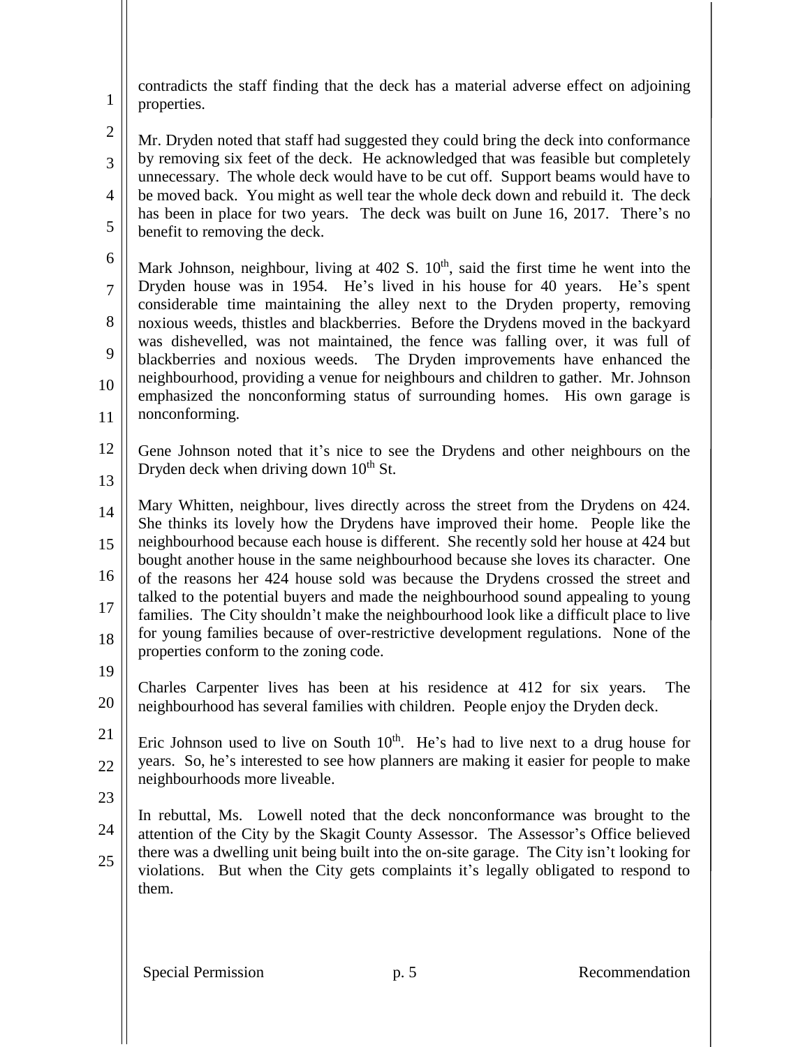contradicts the staff finding that the deck has a material adverse effect on adjoining properties.

Mr. Dryden noted that staff had suggested they could bring the deck into conformance by removing six feet of the deck. He acknowledged that was feasible but completely unnecessary. The whole deck would have to be cut off. Support beams would have to be moved back. You might as well tear the whole deck down and rebuild it. The deck has been in place for two years. The deck was built on June 16, 2017. There's no benefit to removing the deck.

Mark Johnson, neighbour, living at 402 S. 10th, said the first time he went into the Dryden house was in 1954. He's lived in his house for 40 years. He's spent considerable time maintaining the alley next to the Dryden property, removing noxious weeds, thistles and blackberries. Before the Drydens moved in the backyard was dishevelled, was not maintained, the fence was falling over, it was full of blackberries and noxious weeds. The Dryden improvements have enhanced the neighbourhood, providing a venue for neighbours and children to gather. Mr. Johnson emphasized the nonconforming status of surrounding homes. His own garage is nonconforming.

Gene Johnson noted that it's nice to see the Drydens and other neighbours on the Dryden deck when driving down 10th St.

Mary Whitten, neighbour, lives directly across the street from the Drydens on 424. She thinks its lovely how the Drydens have improved their home. People like the neighbourhood because each house is different. She recently sold her house at 424 but bought another house in the same neighbourhood because she loves its character. One of the reasons her 424 house sold was because the Drydens crossed the street and talked to the potential buyers and made the neighbourhood sound appealing to young families. The City shouldn't make the neighbourhood look like a difficult place to live for young families because of over-restrictive development regulations. None of the properties conform to the zoning code.

Charles Carpenter lives has been at his residence at 412 for six years. The neighbourhood has several families with children. People enjoy the Dryden deck.

Eric Johnson used to live on South 10th. He's had to live next to a drug house for years. So, he's interested to see how planners are making it easier for people to make neighbourhoods more liveable.

In rebuttal, Ms. Lowell noted that the deck nonconformance was brought to the attention of the City by the Skagit County Assessor. The Assessor's Office believed there was a dwelling unit being built into the on-site garage. The City isn't looking for violations. But when the City gets complaints it's legally obligated to respond to them.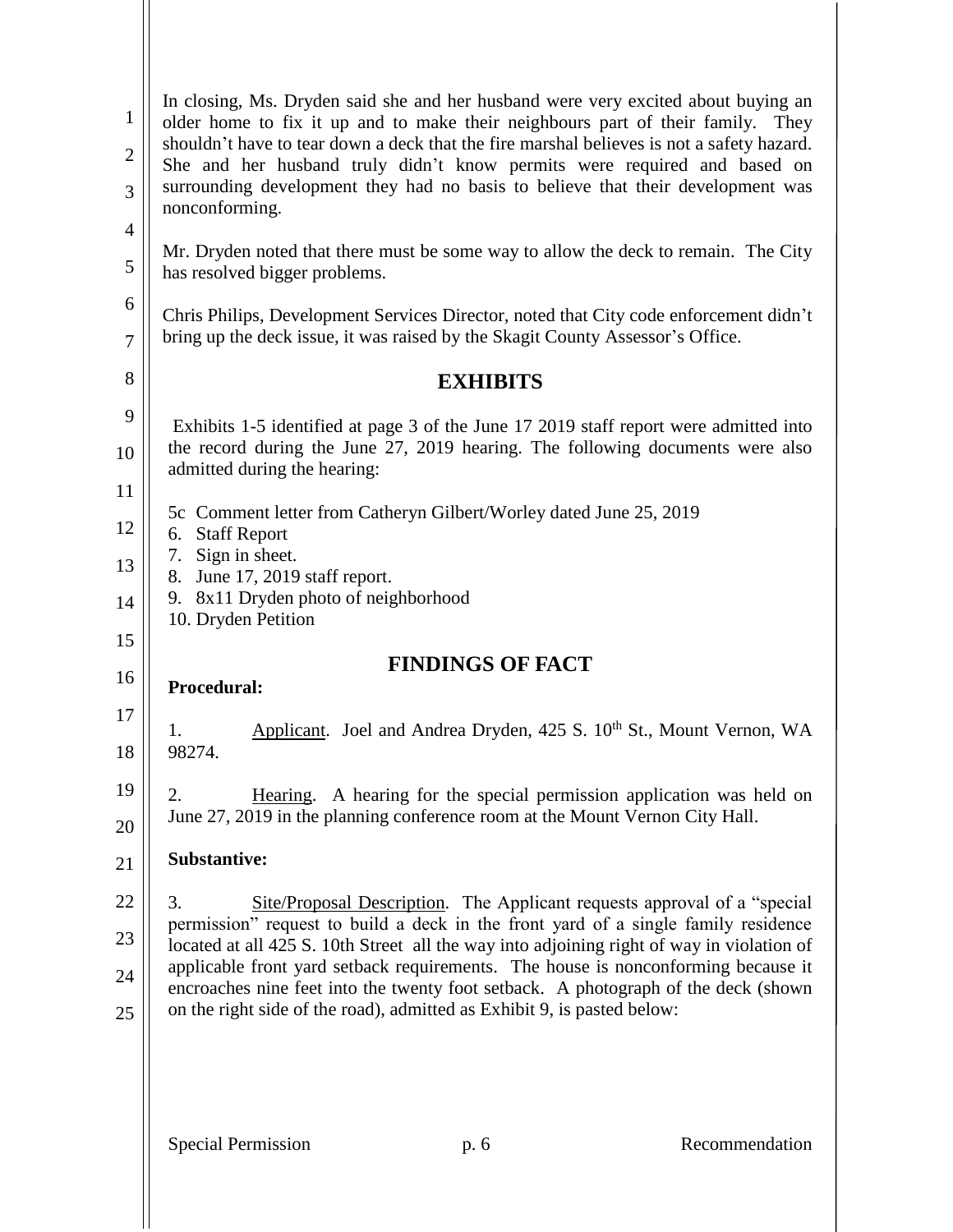In closing, Ms. Dryden said she and her husband were very excited about buying an older home to fix it up and to make their neighbours part of their family. They shouldn't have to tear down a deck that the fire marshal believes is not a safety hazard. She and her husband truly didn't know permits were required and based on surrounding development they had no basis to believe that their development was nonconforming.

Mr. Dryden noted that there must be some way to allow the deck to remain. The City has resolved bigger problems.

Chris Philips, Development Services Director, noted that City code enforcement didn't bring up the deck issue, it was raised by the Skagit County Assessor's Office.

## EXHIBITS

Exhibits 1-5 identified at page 3 of the June 17 2019 staff report were admitted into the record during the June 27, 2019 hearing. The following documents were also admitted during the hearing:

5c Comment letter from Catheryn Gilbert/Worley dated June 25, 2019
6. Staff Report
7. Sign in sheet.
8. June 17, 2019 staff report.
9. 8x11 Dryden photo of neighborhood
10. Dryden Petition

## FINDINGS OF FACT

**Procedural:**

1. Applicant. Joel and Andrea Dryden, 425 S. 10th St., Mount Vernon, WA 98274.

2. Hearing. A hearing for the special permission application was held on June 27, 2019 in the planning conference room at the Mount Vernon City Hall.

**Substantive:**

3. Site/Proposal Description. The Applicant requests approval of a "special permission" request to build a deck in the front yard of a single family residence located at all 425 S. 10th Street all the way into adjoining right of way in violation of applicable front yard setback requirements. The house is nonconforming because it encroaches nine feet into the twenty foot setback. A photograph of the deck (shown on the right side of the road), admitted as Exhibit 9, is pasted below: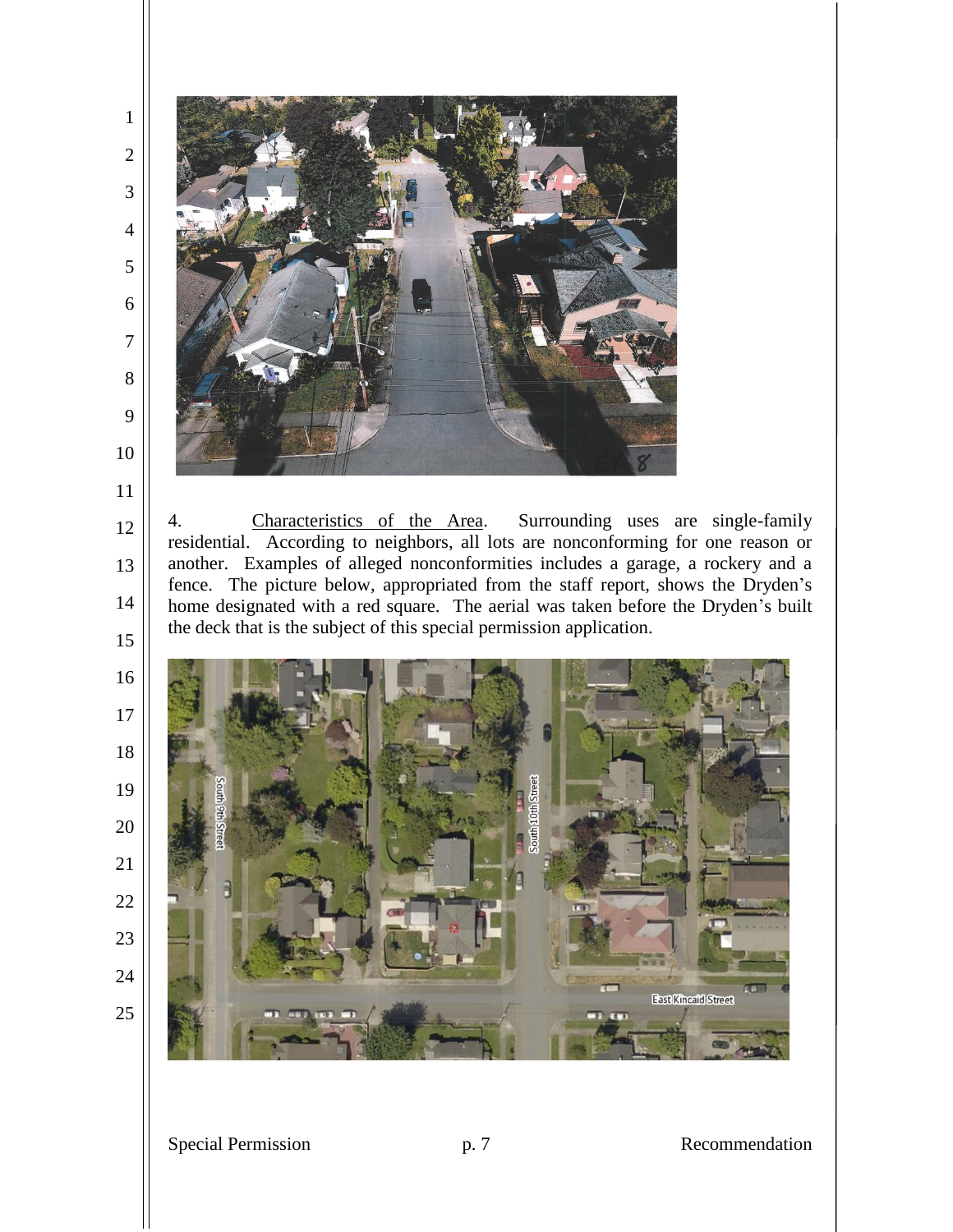4. Characteristics of the Area. Surrounding uses are single-family residential. According to neighbors, all lots are nonconforming for one reason or another. Examples of alleged nonconformities includes a garage, a rockery and a fence. The picture below, appropriated from the staff report, shows the Dryden's home designated with a red square. The aerial was taken before the Dryden's built the deck that is the subject of this special permission application.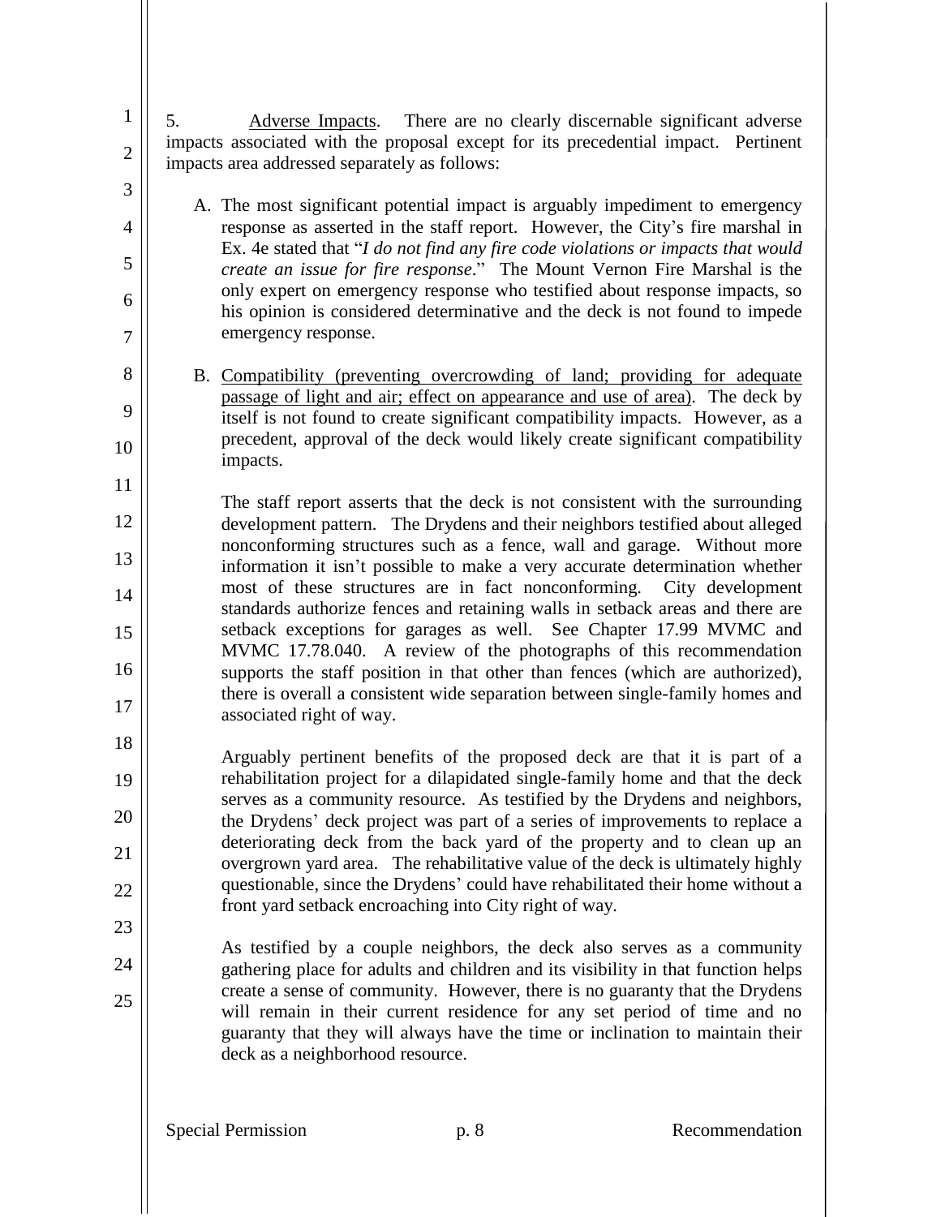5. Adverse Impacts. There are no clearly discernable significant adverse impacts associated with the proposal except for its precedential impact. Pertinent impacts area addressed separately as follows:

A. The most significant potential impact is arguably impediment to emergency response as asserted in the staff report. However, the City's fire marshal in Ex. 4e stated that "*I do not find any fire code violations or impacts that would create an issue for fire response*." The Mount Vernon Fire Marshal is the only expert on emergency response who testified about response impacts, so his opinion is considered determinative and the deck is not found to impede emergency response.

B. <u>Compatibility (preventing overcrowding of land; providing for adequate passage of light and air; effect on appearance and use of area)</u>. The deck by itself is not found to create significant compatibility impacts. However, as a precedent, approval of the deck would likely create significant compatibility impacts.

   The staff report asserts that the deck is not consistent with the surrounding development pattern. The Drydens and their neighbors testified about alleged nonconforming structures such as a fence, wall and garage. Without more information it isn't possible to make a very accurate determination whether most of these structures are in fact nonconforming. City development standards authorize fences and retaining walls in setback areas and there are setback exceptions for garages as well. See Chapter 17.99 MVMC and MVMC 17.78.040. A review of the photographs of this recommendation supports the staff position in that other than fences (which are authorized), there is overall a consistent wide separation between single-family homes and associated right of way.

   Arguably pertinent benefits of the proposed deck are that it is part of a rehabilitation project for a dilapidated single-family home and that the deck serves as a community resource. As testified by the Drydens and neighbors, the Drydens' deck project was part of a series of improvements to replace a deteriorating deck from the back yard of the property and to clean up an overgrown yard area. The rehabilitative value of the deck is ultimately highly questionable, since the Drydens' could have rehabilitated their home without a front yard setback encroaching into City right of way.

   As testified by a couple neighbors, the deck also serves as a community gathering place for adults and children and its visibility in that function helps create a sense of community. However, there is no guaranty that the Drydens will remain in their current residence for any set period of time and no guaranty that they will always have the time or inclination to maintain their deck as a neighborhood resource.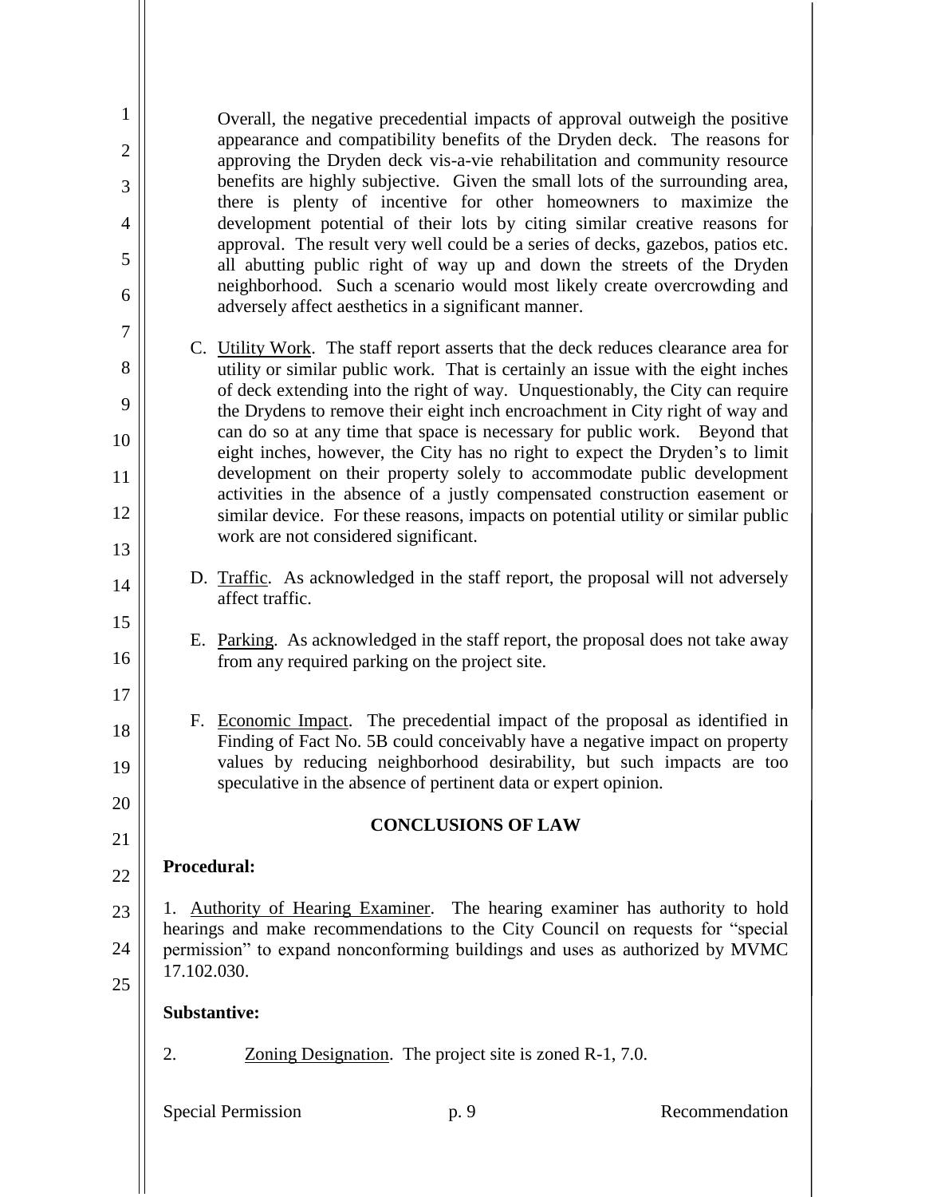Overall, the negative precedential impacts of approval outweigh the positive appearance and compatibility benefits of the Dryden deck. The reasons for approving the Dryden deck vis-a-vie rehabilitation and community resource benefits are highly subjective. Given the small lots of the surrounding area, there is plenty of incentive for other homeowners to maximize the development potential of their lots by citing similar creative reasons for approval. The result very well could be a series of decks, gazebos, patios etc. all abutting public right of way up and down the streets of the Dryden neighborhood. Such a scenario would most likely create overcrowding and adversely affect aesthetics in a significant manner.

C. Utility Work. The staff report asserts that the deck reduces clearance area for utility or similar public work. That is certainly an issue with the eight inches of deck extending into the right of way. Unquestionably, the City can require the Drydens to remove their eight inch encroachment in City right of way and can do so at any time that space is necessary for public work. Beyond that eight inches, however, the City has no right to expect the Dryden's to limit development on their property solely to accommodate public development activities in the absence of a justly compensated construction easement or similar device. For these reasons, impacts on potential utility or similar public work are not considered significant.

D. Traffic. As acknowledged in the staff report, the proposal will not adversely affect traffic.

E. Parking. As acknowledged in the staff report, the proposal does not take away from any required parking on the project site.

F. Economic Impact. The precedential impact of the proposal as identified in Finding of Fact No. 5B could conceivably have a negative impact on property values by reducing neighborhood desirability, but such impacts are too speculative in the absence of pertinent data or expert opinion.

## CONCLUSIONS OF LAW

**Procedural:**

1. Authority of Hearing Examiner. The hearing examiner has authority to hold hearings and make recommendations to the City Council on requests for "special permission" to expand nonconforming buildings and uses as authorized by MVMC 17.102.030.

**Substantive:**

2. Zoning Designation. The project site is zoned R-1, 7.0.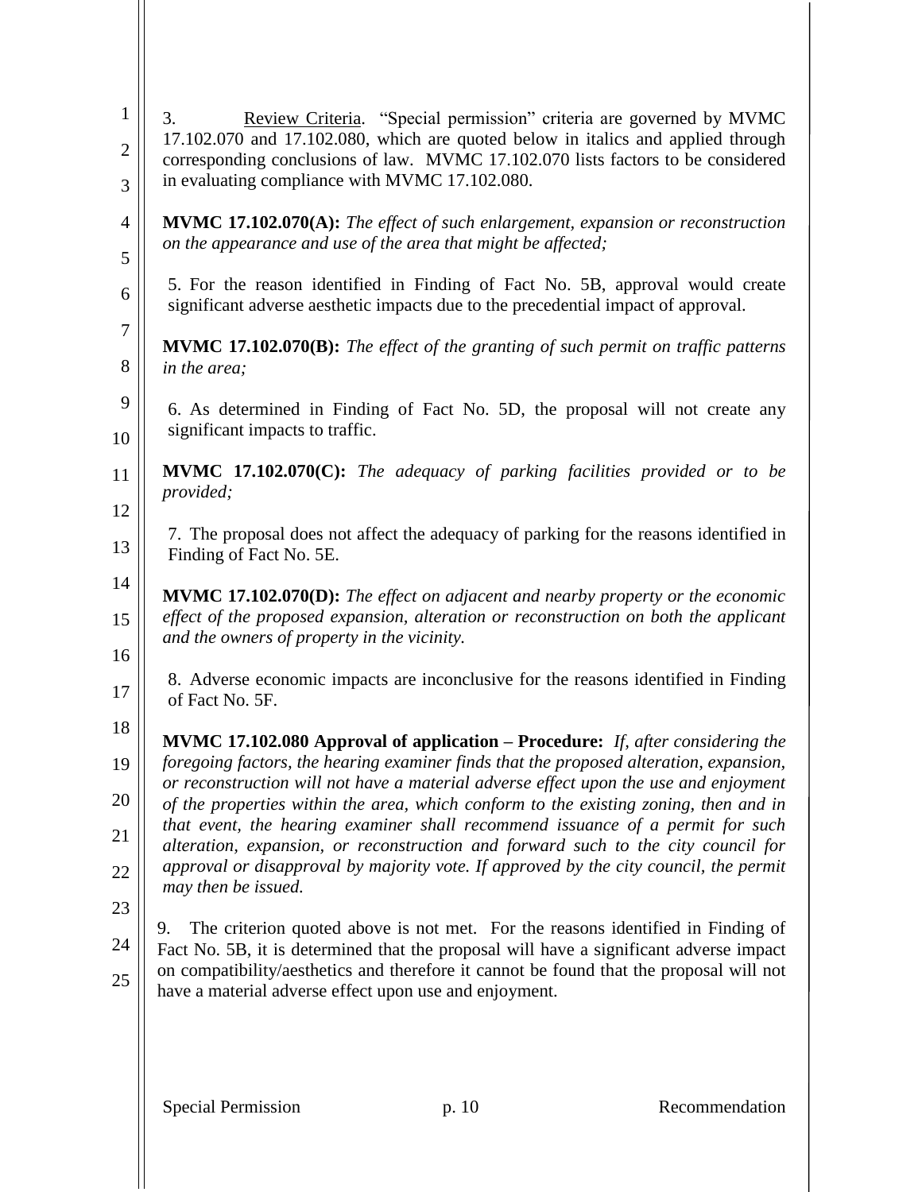3. Review Criteria. "Special permission" criteria are governed by MVMC 17.102.070 and 17.102.080, which are quoted below in italics and applied through corresponding conclusions of law. MVMC 17.102.070 lists factors to be considered in evaluating compliance with MVMC 17.102.080.

**MVMC 17.102.070(A):** *The effect of such enlargement, expansion or reconstruction on the appearance and use of the area that might be affected;*

5. For the reason identified in Finding of Fact No. 5B, approval would create significant adverse aesthetic impacts due to the precedential impact of approval.

**MVMC 17.102.070(B):** *The effect of the granting of such permit on traffic patterns in the area;*

6. As determined in Finding of Fact No. 5D, the proposal will not create any significant impacts to traffic.

**MVMC 17.102.070(C):** *The adequacy of parking facilities provided or to be provided;*

7. The proposal does not affect the adequacy of parking for the reasons identified in Finding of Fact No. 5E.

**MVMC 17.102.070(D):** *The effect on adjacent and nearby property or the economic effect of the proposed expansion, alteration or reconstruction on both the applicant and the owners of property in the vicinity.*

8. Adverse economic impacts are inconclusive for the reasons identified in Finding of Fact No. 5F.

**MVMC 17.102.080 Approval of application – Procedure:** *If, after considering the foregoing factors, the hearing examiner finds that the proposed alteration, expansion, or reconstruction will not have a material adverse effect upon the use and enjoyment of the properties within the area, which conform to the existing zoning, then and in that event, the hearing examiner shall recommend issuance of a permit for such alteration, expansion, or reconstruction and forward such to the city council for approval or disapproval by majority vote. If approved by the city council, the permit may then be issued.*

9. The criterion quoted above is not met. For the reasons identified in Finding of Fact No. 5B, it is determined that the proposal will have a significant adverse impact on compatibility/aesthetics and therefore it cannot be found that the proposal will not have a material adverse effect upon use and enjoyment.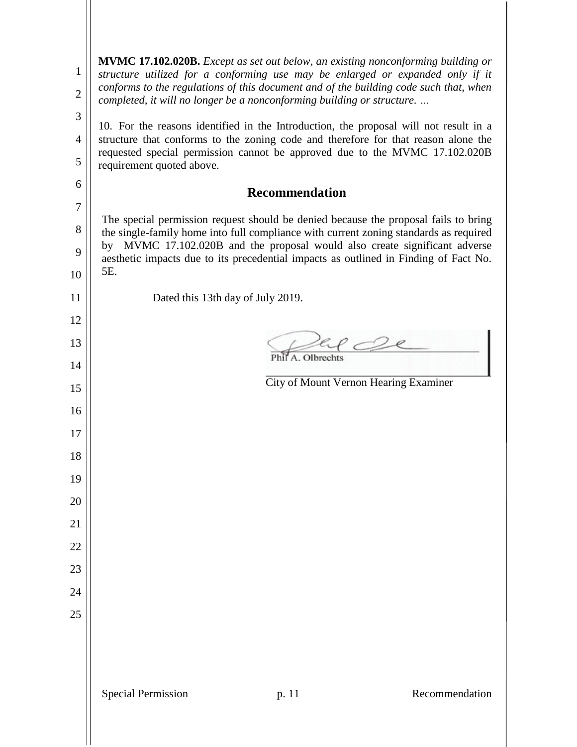**MVMC 17.102.020B.** *Except as set out below, an existing nonconforming building or structure utilized for a conforming use may be enlarged or expanded only if it conforms to the regulations of this document and of the building code such that, when completed, it will no longer be a nonconforming building or structure. …*

10. For the reasons identified in the Introduction, the proposal will not result in a structure that conforms to the zoning code and therefore for that reason alone the requested special permission cannot be approved due to the MVMC 17.102.020B requirement quoted above.

## Recommendation

The special permission request should be denied because the proposal fails to bring the single-family home into full compliance with current zoning standards as required by MVMC 17.102.020B and the proposal would also create significant adverse aesthetic impacts due to its precedential impacts as outlined in Finding of Fact No. 5E.

Dated this 13th day of July 2019.

Phil A. Olbrechts

City of Mount Vernon Hearing Examiner